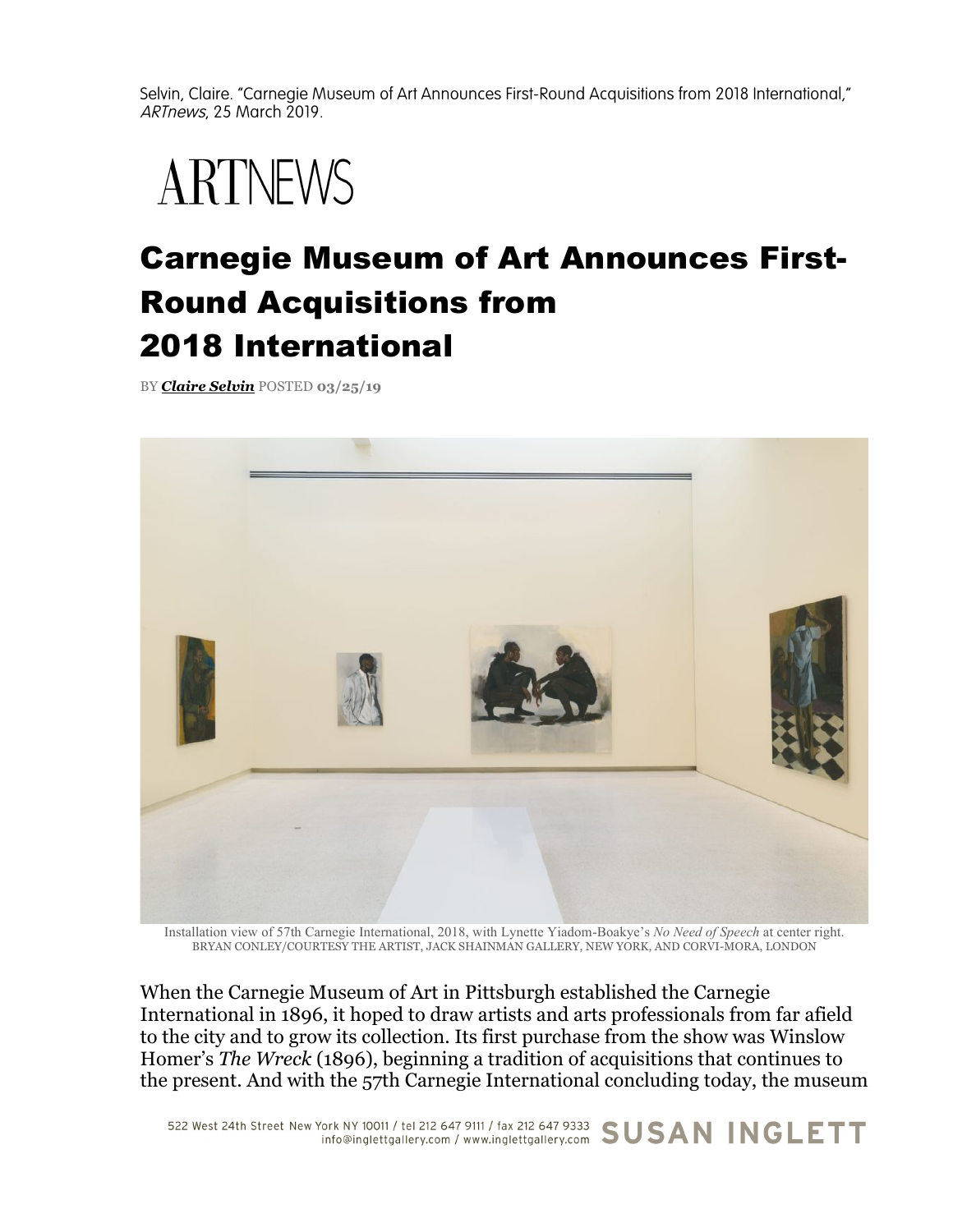Selvin, Claire. "Carnegie Museum of Art Announces First-Round Acquisitions from 2018 International," *ARTnews*, 25 March 2019.

ARTNEWS

# Carnegie Museum of Art Announces First-Round Acquisitions from 2018 International

BY ***Claire Selvin*** POSTED **03/25/19**

Installation view of 57th Carnegie International, 2018, with Lynette Yiadom-Boakye's *No Need of Speech* at center right.
BRYAN CONLEY/COURTESY THE ARTIST, JACK SHAINMAN GALLERY, NEW YORK, AND CORVI-MORA, LONDON

When the Carnegie Museum of Art in Pittsburgh established the Carnegie International in 1896, it hoped to draw artists and arts professionals from far afield to the city and to grow its collection. Its first purchase from the show was Winslow Homer's *The Wreck* (1896), beginning a tradition of acquisitions that continues to the present. And with the 57th Carnegie International concluding today, the museum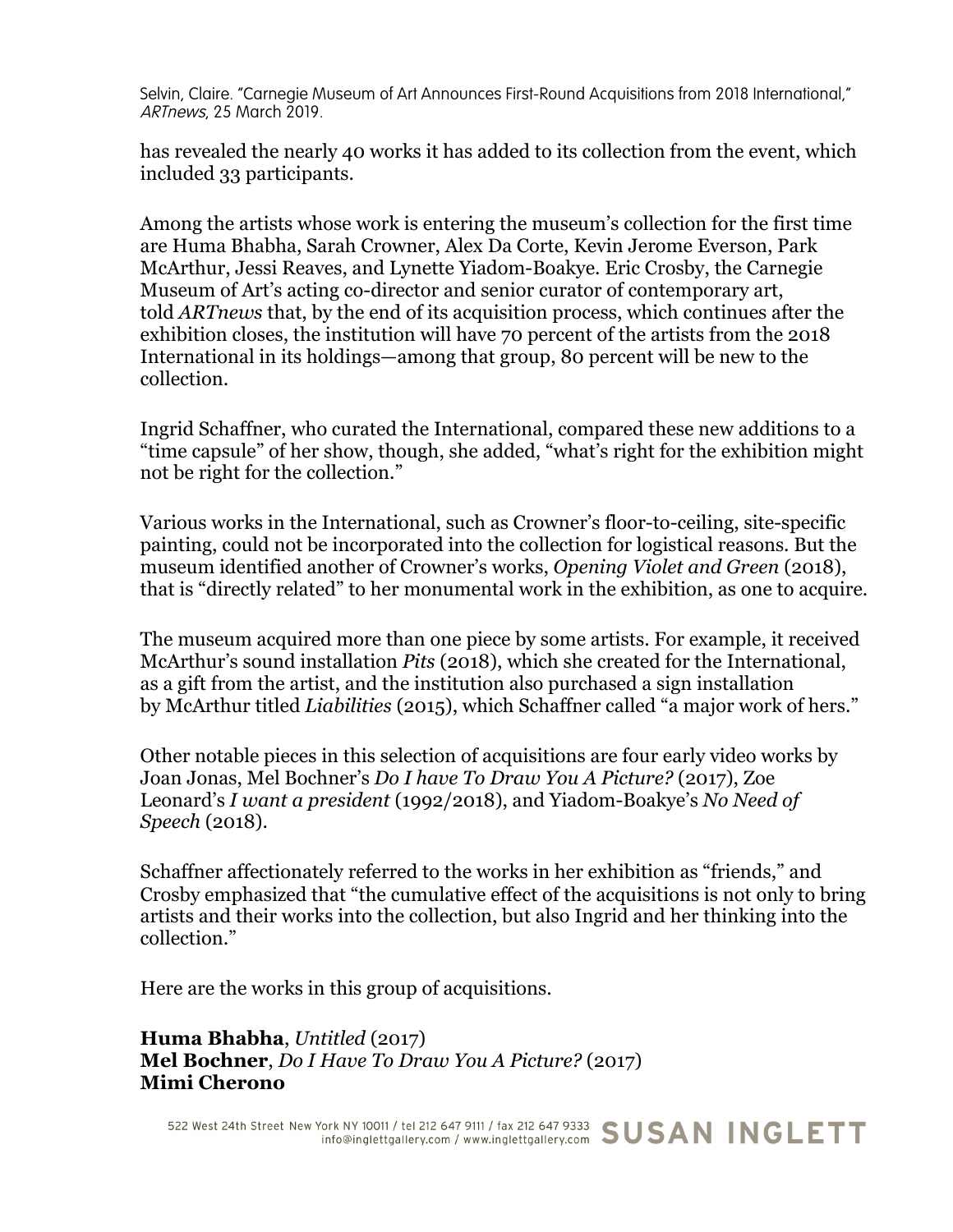has revealed the nearly 40 works it has added to its collection from the event, which included 33 participants.

Among the artists whose work is entering the museum's collection for the first time are Huma Bhabha, Sarah Crowner, Alex Da Corte, Kevin Jerome Everson, Park McArthur, Jessi Reaves, and Lynette Yiadom-Boakye. Eric Crosby, the Carnegie Museum of Art's acting co-director and senior curator of contemporary art, told *ARTnews* that, by the end of its acquisition process, which continues after the exhibition closes, the institution will have 70 percent of the artists from the 2018 International in its holdings—among that group, 80 percent will be new to the collection.

Ingrid Schaffner, who curated the International, compared these new additions to a "time capsule" of her show, though, she added, "what's right for the exhibition might not be right for the collection."

Various works in the International, such as Crowner's floor-to-ceiling, site-specific painting, could not be incorporated into the collection for logistical reasons. But the museum identified another of Crowner's works, *Opening Violet and Green* (2018), that is "directly related" to her monumental work in the exhibition, as one to acquire.

The museum acquired more than one piece by some artists. For example, it received McArthur's sound installation *Pits* (2018), which she created for the International, as a gift from the artist, and the institution also purchased a sign installation by McArthur titled *Liabilities* (2015), which Schaffner called "a major work of hers."

Other notable pieces in this selection of acquisitions are four early video works by Joan Jonas, Mel Bochner's *Do I have To Draw You A Picture?* (2017), Zoe Leonard's *I want a president* (1992/2018), and Yiadom-Boakye's *No Need of Speech* (2018).

Schaffner affectionately referred to the works in her exhibition as "friends," and Crosby emphasized that "the cumulative effect of the acquisitions is not only to bring artists and their works into the collection, but also Ingrid and her thinking into the collection."

Here are the works in this group of acquisitions.

**Huma Bhabha**, *Untitled* (2017)
**Mel Bochner**, *Do I Have To Draw You A Picture?* (2017)
**Mimi Cherono**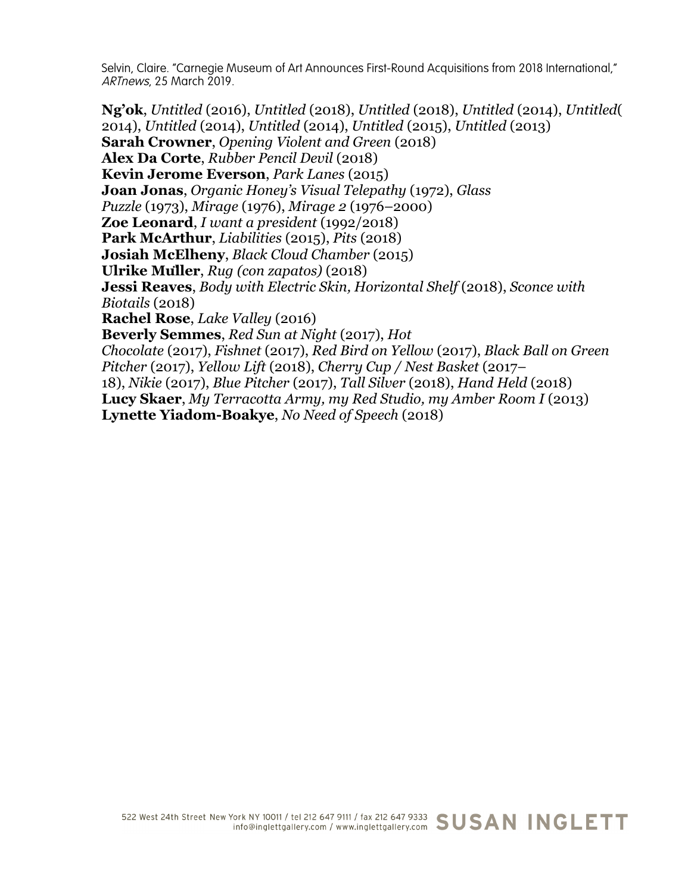**Ng'ok**, *Untitled* (2016), *Untitled* (2018), *Untitled* (2018), *Untitled* (2014), *Untitled*( 2014), *Untitled* (2014), *Untitled* (2014), *Untitled* (2015), *Untitled* (2013)

**Sarah Crowner**, *Opening Violent and Green* (2018)

**Alex Da Corte**, *Rubber Pencil Devil* (2018)

**Kevin Jerome Everson**, *Park Lanes* (2015)

**Joan Jonas**, *Organic Honey's Visual Telepathy* (1972), *Glass Puzzle* (1973), *Mirage* (1976), *Mirage 2* (1976–2000)

**Zoe Leonard**, *I want a president* (1992/2018)

**Park McArthur**, *Liabilities* (2015), *Pits* (2018)

**Josiah McElheny**, *Black Cloud Chamber* (2015)

**Ulrike Müller**, *Rug (con zapatos)* (2018)

**Jessi Reaves**, *Body with Electric Skin, Horizontal Shelf* (2018), *Sconce with Biotails* (2018)

**Rachel Rose**, *Lake Valley* (2016)

**Beverly Semmes**, *Red Sun at Night* (2017), *Hot Chocolate* (2017), *Fishnet* (2017), *Red Bird on Yellow* (2017), *Black Ball on Green Pitcher* (2017), *Yellow Lift* (2018), *Cherry Cup / Nest Basket* (2017–18), *Nikie* (2017), *Blue Pitcher* (2017), *Tall Silver* (2018), *Hand Held* (2018)

**Lucy Skaer**, *My Terracotta Army, my Red Studio, my Amber Room I* (2013)

**Lynette Yiadom-Boakye**, *No Need of Speech* (2018)